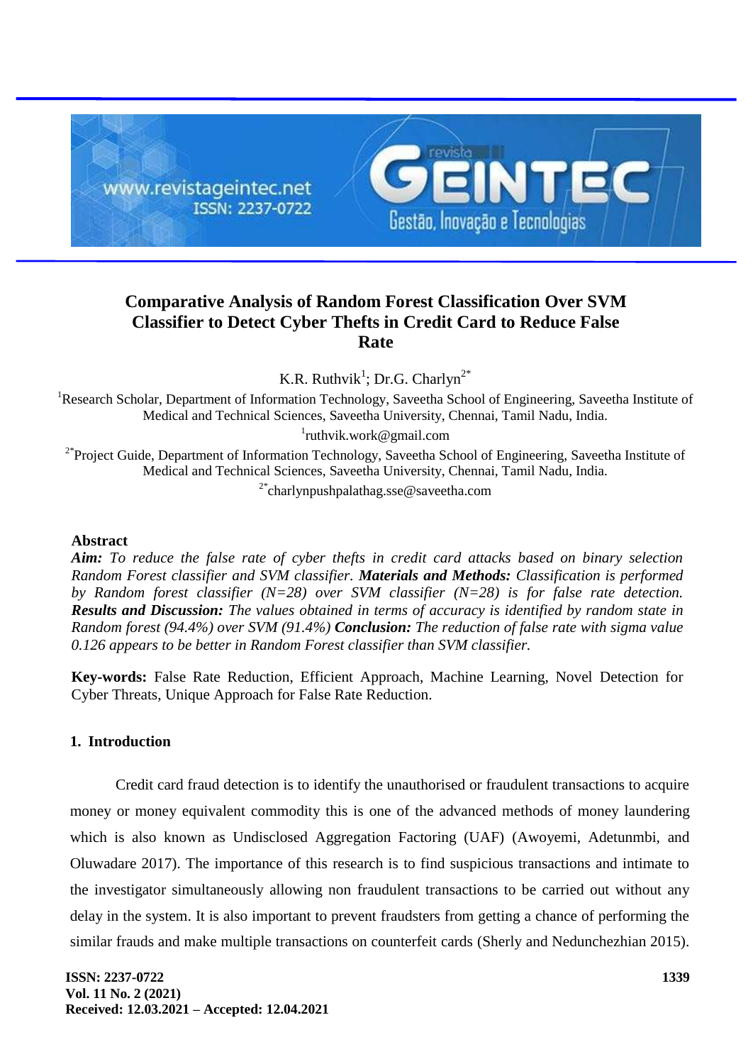# Comparative Analysis of Random Forest Classification Over SVM Classifier to Detect Cyber Thefts in Credit Card to Reduce False Rate

K.R. Ruthvik[1]; Dr.G. Charlyn[2*]

[1]Research Scholar, Department of Information Technology, Saveetha School of Engineering, Saveetha Institute of Medical and Technical Sciences, Saveetha University, Chennai, Tamil Nadu, India.
[1]ruthvik.work@gmail.com

[2*]Project Guide, Department of Information Technology, Saveetha School of Engineering, Saveetha Institute of Medical and Technical Sciences, Saveetha University, Chennai, Tamil Nadu, India.
[2*]charlynpushpalathag.sse@saveetha.com

## Abstract

***Aim:*** *To reduce the false rate of cyber thefts in credit card attacks based on binary selection Random Forest classifier and SVM classifier.* ***Materials and Methods:*** *Classification is performed by Random forest classifier (N=28) over SVM classifier (N=28) is for false rate detection.* ***Results and Discussion:*** *The values obtained in terms of accuracy is identified by random state in Random forest (94.4%) over SVM (91.4%)* ***Conclusion:*** *The reduction of false rate with sigma value 0.126 appears to be better in Random Forest classifier than SVM classifier.*

**Key-words:** False Rate Reduction, Efficient Approach, Machine Learning, Novel Detection for Cyber Threats, Unique Approach for False Rate Reduction.

## 1. Introduction

Credit card fraud detection is to identify the unauthorised or fraudulent transactions to acquire money or money equivalent commodity this is one of the advanced methods of money laundering which is also known as Undisclosed Aggregation Factoring (UAF) (Awoyemi, Adetunmbi, and Oluwadare 2017). The importance of this research is to find suspicious transactions and intimate to the investigator simultaneously allowing non fraudulent transactions to be carried out without any delay in the system. It is also important to prevent fraudsters from getting a chance of performing the similar frauds and make multiple transactions on counterfeit cards (Sherly and Nedunchezhian 2015).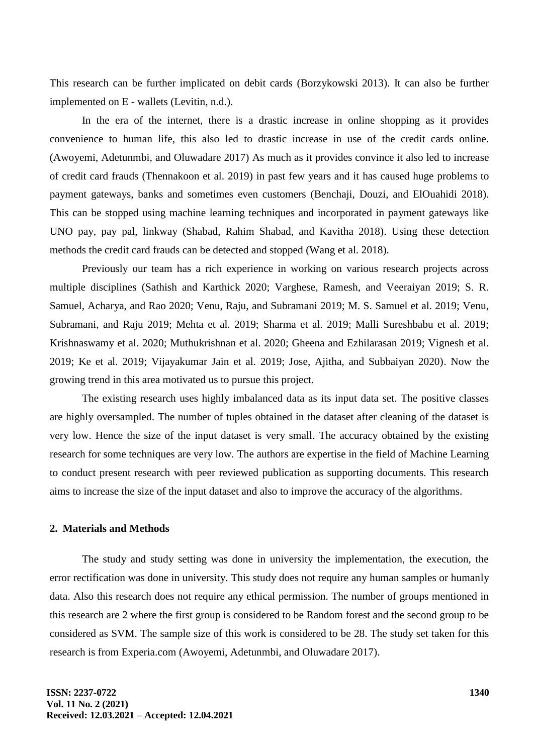This research can be further implicated on debit cards (Borzykowski 2013). It can also be further implemented on E - wallets (Levitin, n.d.).

In the era of the internet, there is a drastic increase in online shopping as it provides convenience to human life, this also led to drastic increase in use of the credit cards online. (Awoyemi, Adetunmbi, and Oluwadare 2017) As much as it provides convince it also led to increase of credit card frauds (Thennakoon et al. 2019) in past few years and it has caused huge problems to payment gateways, banks and sometimes even customers (Benchaji, Douzi, and ElOuahidi 2018). This can be stopped using machine learning techniques and incorporated in payment gateways like UNO pay, pay pal, linkway (Shabad, Rahim Shabad, and Kavitha 2018). Using these detection methods the credit card frauds can be detected and stopped (Wang et al. 2018).

Previously our team has a rich experience in working on various research projects across multiple disciplines (Sathish and Karthick 2020; Varghese, Ramesh, and Veeraiyan 2019; S. R. Samuel, Acharya, and Rao 2020; Venu, Raju, and Subramani 2019; M. S. Samuel et al. 2019; Venu, Subramani, and Raju 2019; Mehta et al. 2019; Sharma et al. 2019; Malli Sureshbabu et al. 2019; Krishnaswamy et al. 2020; Muthukrishnan et al. 2020; Gheena and Ezhilarasan 2019; Vignesh et al. 2019; Ke et al. 2019; Vijayakumar Jain et al. 2019; Jose, Ajitha, and Subbaiyan 2020). Now the growing trend in this area motivated us to pursue this project.

The existing research uses highly imbalanced data as its input data set. The positive classes are highly oversampled. The number of tuples obtained in the dataset after cleaning of the dataset is very low. Hence the size of the input dataset is very small. The accuracy obtained by the existing research for some techniques are very low. The authors are expertise in the field of Machine Learning to conduct present research with peer reviewed publication as supporting documents. This research aims to increase the size of the input dataset and also to improve the accuracy of the algorithms.

## 2. Materials and Methods

The study and study setting was done in university the implementation, the execution, the error rectification was done in university. This study does not require any human samples or humanly data. Also this research does not require any ethical permission. The number of groups mentioned in this research are 2 where the first group is considered to be Random forest and the second group to be considered as SVM. The sample size of this work is considered to be 28. The study set taken for this research is from Experia.com (Awoyemi, Adetunmbi, and Oluwadare 2017).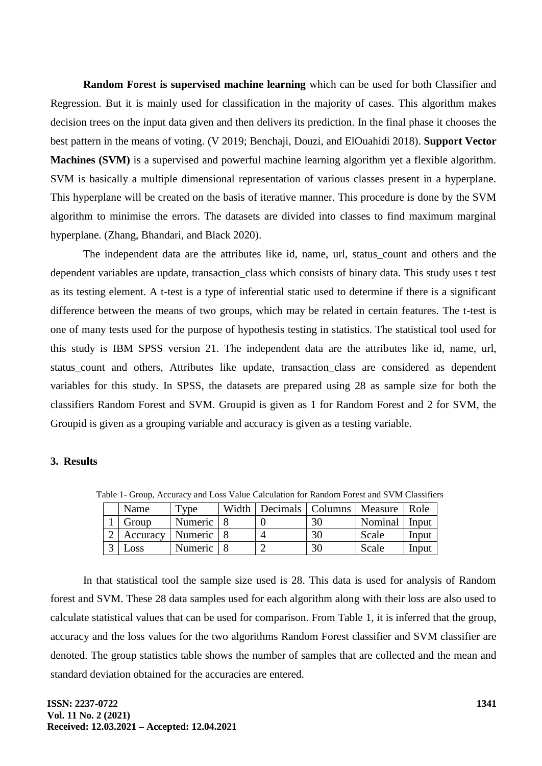**Random Forest is supervised machine learning** which can be used for both Classifier and Regression. But it is mainly used for classification in the majority of cases. This algorithm makes decision trees on the input data given and then delivers its prediction. In the final phase it chooses the best pattern in the means of voting. (V 2019; Benchaji, Douzi, and ElOuahidi 2018). **Support Vector Machines (SVM)** is a supervised and powerful machine learning algorithm yet a flexible algorithm. SVM is basically a multiple dimensional representation of various classes present in a hyperplane. This hyperplane will be created on the basis of iterative manner. This procedure is done by the SVM algorithm to minimise the errors. The datasets are divided into classes to find maximum marginal hyperplane. (Zhang, Bhandari, and Black 2020).

The independent data are the attributes like id, name, url, status_count and others and the dependent variables are update, transaction_class which consists of binary data. This study uses t test as its testing element. A t-test is a type of inferential static used to determine if there is a significant difference between the means of two groups, which may be related in certain features. The t-test is one of many tests used for the purpose of hypothesis testing in statistics. The statistical tool used for this study is IBM SPSS version 21. The independent data are the attributes like id, name, url, status_count and others, Attributes like update, transaction_class are considered as dependent variables for this study. In SPSS, the datasets are prepared using 28 as sample size for both the classifiers Random Forest and SVM. Groupid is given as 1 for Random Forest and 2 for SVM, the Groupid is given as a grouping variable and accuracy is given as a testing variable.

## 3. Results

Table 1- Group, Accuracy and Loss Value Calculation for Random Forest and SVM Classifiers

| | Name | Type | Width | Decimals | Columns | Measure | Role |
|---|---|---|---|---|---|---|---|
| 1 | Group | Numeric | 8 | 0 | 30 | Nominal | Input |
| 2 | Accuracy | Numeric | 8 | 4 | 30 | Scale | Input |
| 3 | Loss | Numeric | 8 | 2 | 30 | Scale | Input |

In that statistical tool the sample size used is 28. This data is used for analysis of Random forest and SVM. These 28 data samples used for each algorithm along with their loss are also used to calculate statistical values that can be used for comparison. From Table 1, it is inferred that the group, accuracy and the loss values for the two algorithms Random Forest classifier and SVM classifier are denoted. The group statistics table shows the number of samples that are collected and the mean and standard deviation obtained for the accuracies are entered.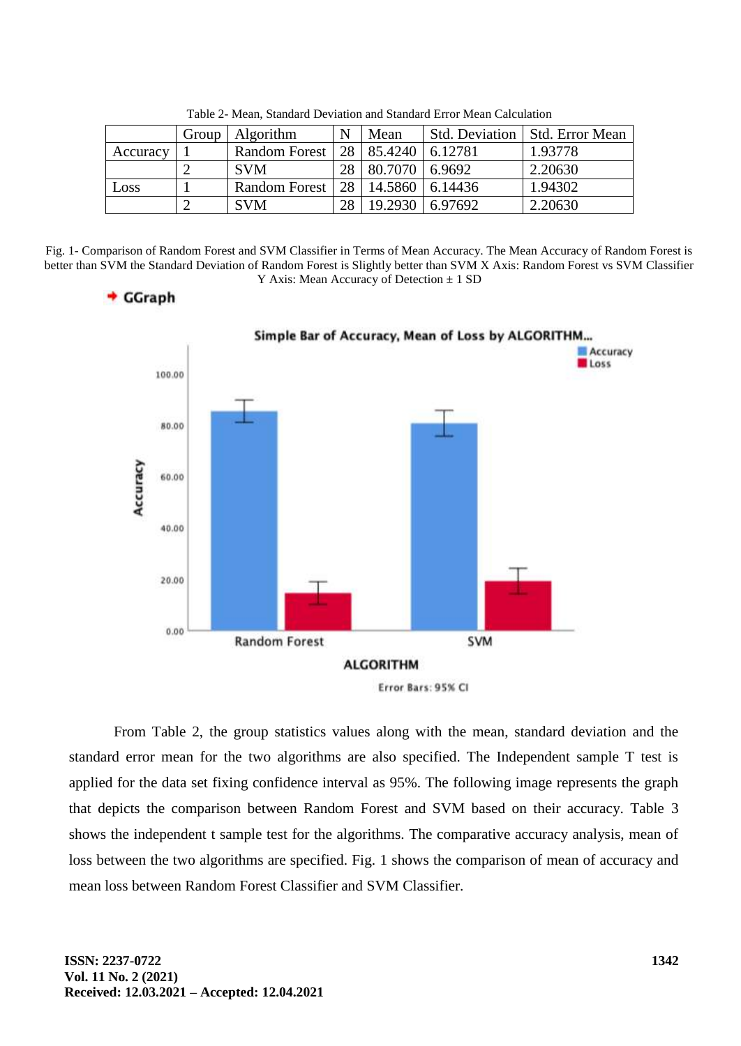Table 2- Mean, Standard Deviation and Standard Error Mean Calculation

| | Group | Algorithm | N | Mean | Std. Deviation | Std. Error Mean |
|---|---|---|---|---|---|---|
| Accuracy | 1 | Random Forest | 28 | 85.4240 | 6.12781 | 1.93778 |
| | 2 | SVM | 28 | 80.7070 | 6.9692 | 2.20630 |
| Loss | 1 | Random Forest | 28 | 14.5860 | 6.14436 | 1.94302 |
| | 2 | SVM | 28 | 19.2930 | 6.97692 | 2.20630 |

Fig. 1- Comparison of Random Forest and SVM Classifier in Terms of Mean Accuracy. The Mean Accuracy of Random Forest is better than SVM the Standard Deviation of Random Forest is Slightly better than SVM X Axis: Random Forest vs SVM Classifier Y Axis: Mean Accuracy of Detection ± 1 SD

From Table 2, the group statistics values along with the mean, standard deviation and the standard error mean for the two algorithms are also specified. The Independent sample T test is applied for the data set fixing confidence interval as 95%. The following image represents the graph that depicts the comparison between Random Forest and SVM based on their accuracy. Table 3 shows the independent t sample test for the algorithms. The comparative accuracy analysis, mean of loss between the two algorithms are specified. Fig. 1 shows the comparison of mean of accuracy and mean loss between Random Forest Classifier and SVM Classifier.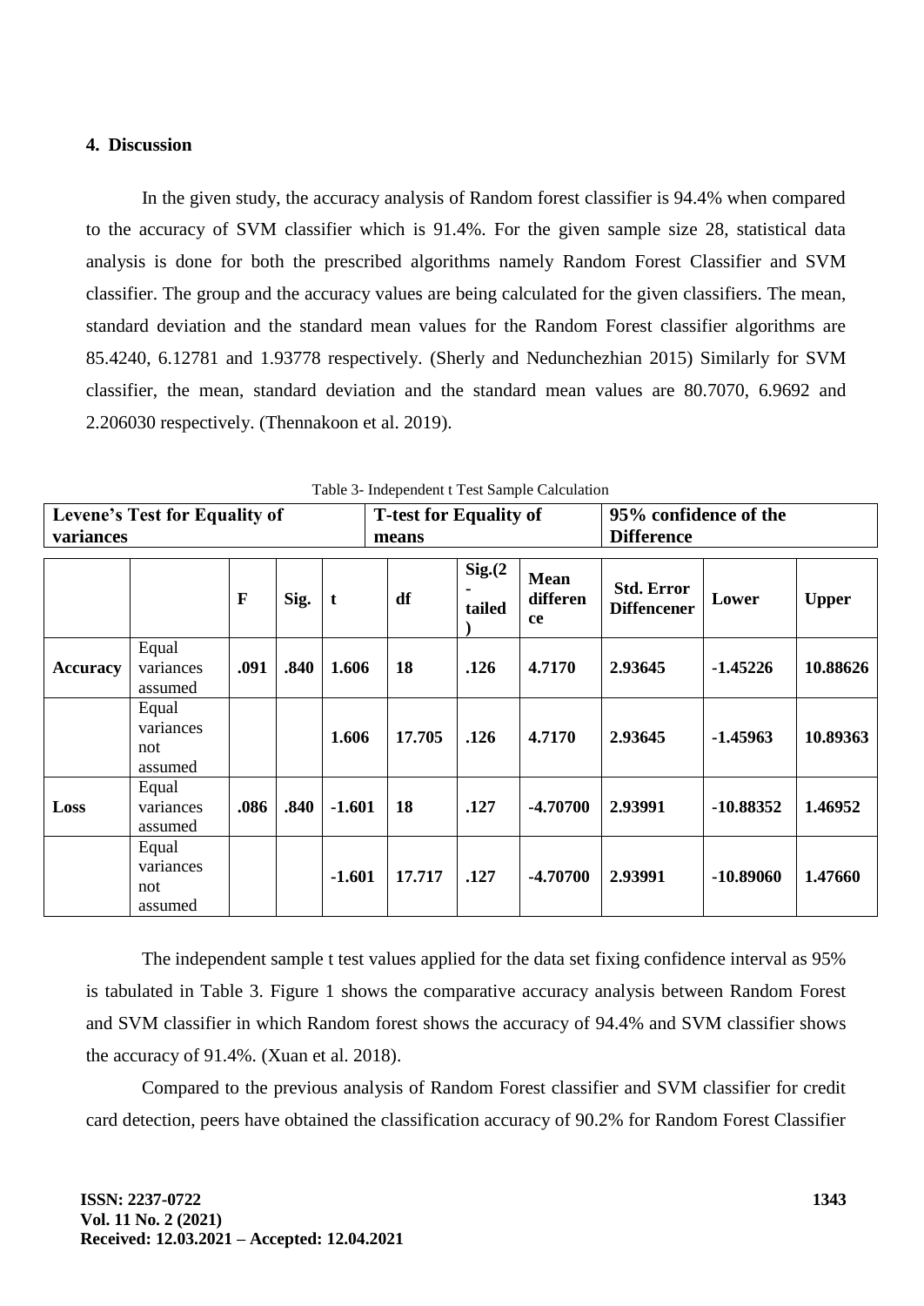## 4. Discussion

In the given study, the accuracy analysis of Random forest classifier is 94.4% when compared to the accuracy of SVM classifier which is 91.4%. For the given sample size 28, statistical data analysis is done for both the prescribed algorithms namely Random Forest Classifier and SVM classifier. The group and the accuracy values are being calculated for the given classifiers. The mean, standard deviation and the standard mean values for the Random Forest classifier algorithms are 85.4240, 6.12781 and 1.93778 respectively. (Sherly and Nedunchezhian 2015) Similarly for SVM classifier, the mean, standard deviation and the standard mean values are 80.7070, 6.9692 and 2.206030 respectively. (Thennakoon et al. 2019).

Table 3- Independent t Test Sample Calculation

| Levene's Test for Equality of variances | | | | | T-test for Equality of means | | | 95% confidence of the Difference | | |
|---|---|---|---|---|---|---|---|---|---|---|
| | | **F** | **Sig.** | **t** | **df** | **Sig.(2-tailed)** | **Mean difference** | **Std. Error Diffencener** | **Lower** | **Upper** |
| **Accuracy** | Equal variances assumed | **.091** | **.840** | **1.606** | **18** | **.126** | **4.7170** | **2.93645** | **-1.45226** | **10.88626** |
| | Equal variances not assumed | | | **1.606** | **17.705** | **.126** | **4.7170** | **2.93645** | **-1.45963** | **10.89363** |
| **Loss** | Equal variances assumed | **.086** | **.840** | **-1.601** | **18** | **.127** | **-4.70700** | **2.93991** | **-10.88352** | **1.46952** |
| | Equal variances not assumed | | | **-1.601** | **17.717** | **.127** | **-4.70700** | **2.93991** | **-10.89060** | **1.47660** |

The independent sample t test values applied for the data set fixing confidence interval as 95% is tabulated in Table 3. Figure 1 shows the comparative accuracy analysis between Random Forest and SVM classifier in which Random forest shows the accuracy of 94.4% and SVM classifier shows the accuracy of 91.4%. (Xuan et al. 2018).

Compared to the previous analysis of Random Forest classifier and SVM classifier for credit card detection, peers have obtained the classification accuracy of 90.2% for Random Forest Classifier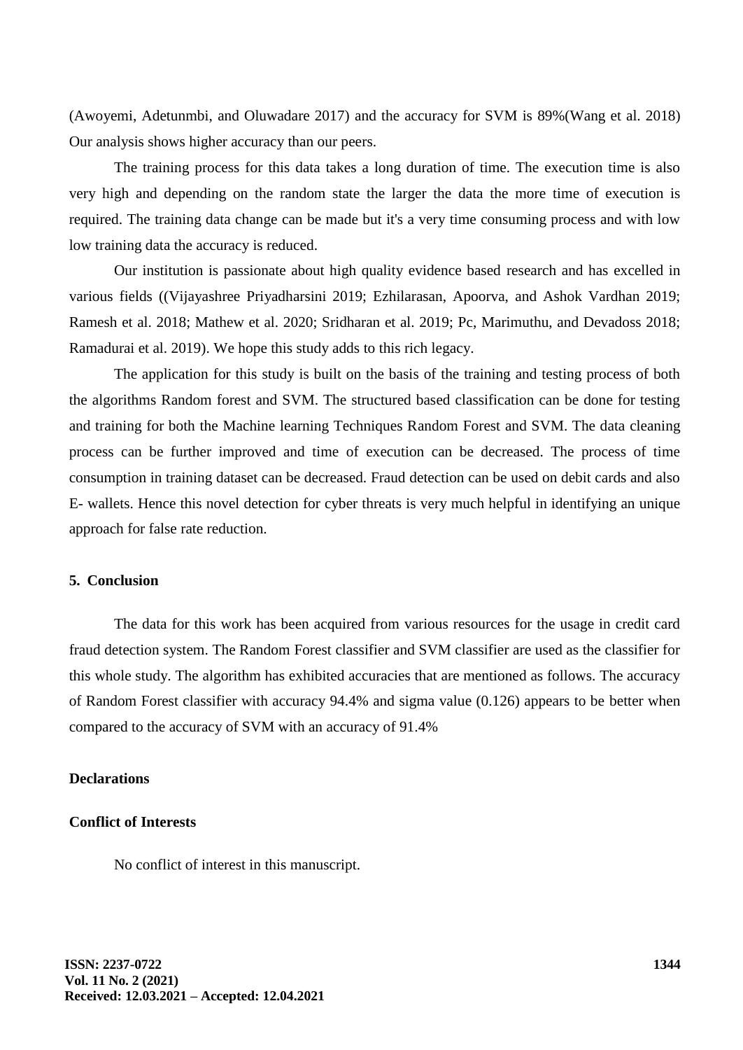(Awoyemi, Adetunmbi, and Oluwadare 2017) and the accuracy for SVM is 89%(Wang et al. 2018) Our analysis shows higher accuracy than our peers.

The training process for this data takes a long duration of time. The execution time is also very high and depending on the random state the larger the data the more time of execution is required. The training data change can be made but it's a very time consuming process and with low low training data the accuracy is reduced.

Our institution is passionate about high quality evidence based research and has excelled in various fields ((Vijayashree Priyadharsini 2019; Ezhilarasan, Apoorva, and Ashok Vardhan 2019; Ramesh et al. 2018; Mathew et al. 2020; Sridharan et al. 2019; Pc, Marimuthu, and Devadoss 2018; Ramadurai et al. 2019). We hope this study adds to this rich legacy.

The application for this study is built on the basis of the training and testing process of both the algorithms Random forest and SVM. The structured based classification can be done for testing and training for both the Machine learning Techniques Random Forest and SVM. The data cleaning process can be further improved and time of execution can be decreased. The process of time consumption in training dataset can be decreased. Fraud detection can be used on debit cards and also E- wallets. Hence this novel detection for cyber threats is very much helpful in identifying an unique approach for false rate reduction.

## 5. Conclusion

The data for this work has been acquired from various resources for the usage in credit card fraud detection system. The Random Forest classifier and SVM classifier are used as the classifier for this whole study. The algorithm has exhibited accuracies that are mentioned as follows. The accuracy of Random Forest classifier with accuracy 94.4% and sigma value (0.126) appears to be better when compared to the accuracy of SVM with an accuracy of 91.4%

## Declarations

### Conflict of Interests

No conflict of interest in this manuscript.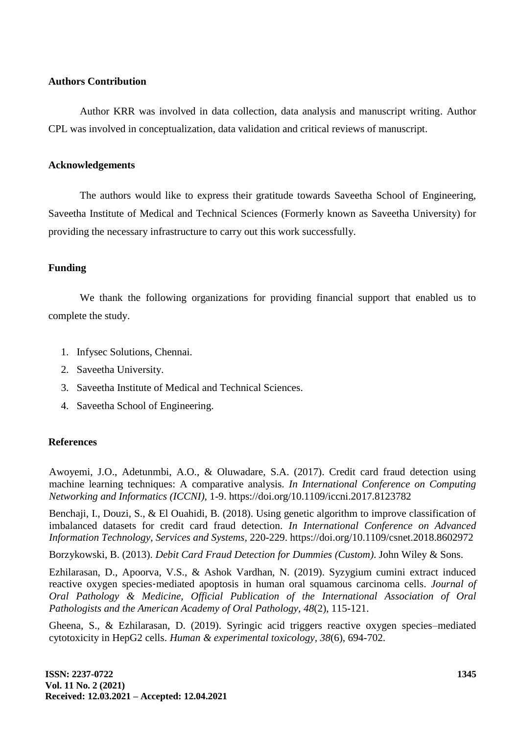## Authors Contribution

Author KRR was involved in data collection, data analysis and manuscript writing. Author CPL was involved in conceptualization, data validation and critical reviews of manuscript.

## Acknowledgements

The authors would like to express their gratitude towards Saveetha School of Engineering, Saveetha Institute of Medical and Technical Sciences (Formerly known as Saveetha University) for providing the necessary infrastructure to carry out this work successfully.

## Funding

We thank the following organizations for providing financial support that enabled us to complete the study.

1. Infysec Solutions, Chennai.
2. Saveetha University.
3. Saveetha Institute of Medical and Technical Sciences.
4. Saveetha School of Engineering.

## References

Awoyemi, J.O., Adetunmbi, A.O., & Oluwadare, S.A. (2017). Credit card fraud detection using machine learning techniques: A comparative analysis. *In International Conference on Computing Networking and Informatics (ICCNI)*, 1-9. https://doi.org/10.1109/iccni.2017.8123782

Benchaji, I., Douzi, S., & El Ouahidi, B. (2018). Using genetic algorithm to improve classification of imbalanced datasets for credit card fraud detection. *In International Conference on Advanced Information Technology, Services and Systems*, 220-229. https://doi.org/10.1109/csnet.2018.8602972

Borzykowski, B. (2013). *Debit Card Fraud Detection for Dummies (Custom)*. John Wiley & Sons.

Ezhilarasan, D., Apoorva, V.S., & Ashok Vardhan, N. (2019). Syzygium cumini extract induced reactive oxygen species-mediated apoptosis in human oral squamous carcinoma cells. *Journal of Oral Pathology & Medicine, Official Publication of the International Association of Oral Pathologists and the American Academy of Oral Pathology, 48*(2), 115-121.

Gheena, S., & Ezhilarasan, D. (2019). Syringic acid triggers reactive oxygen species–mediated cytotoxicity in HepG2 cells. *Human & experimental toxicology, 38*(6), 694-702.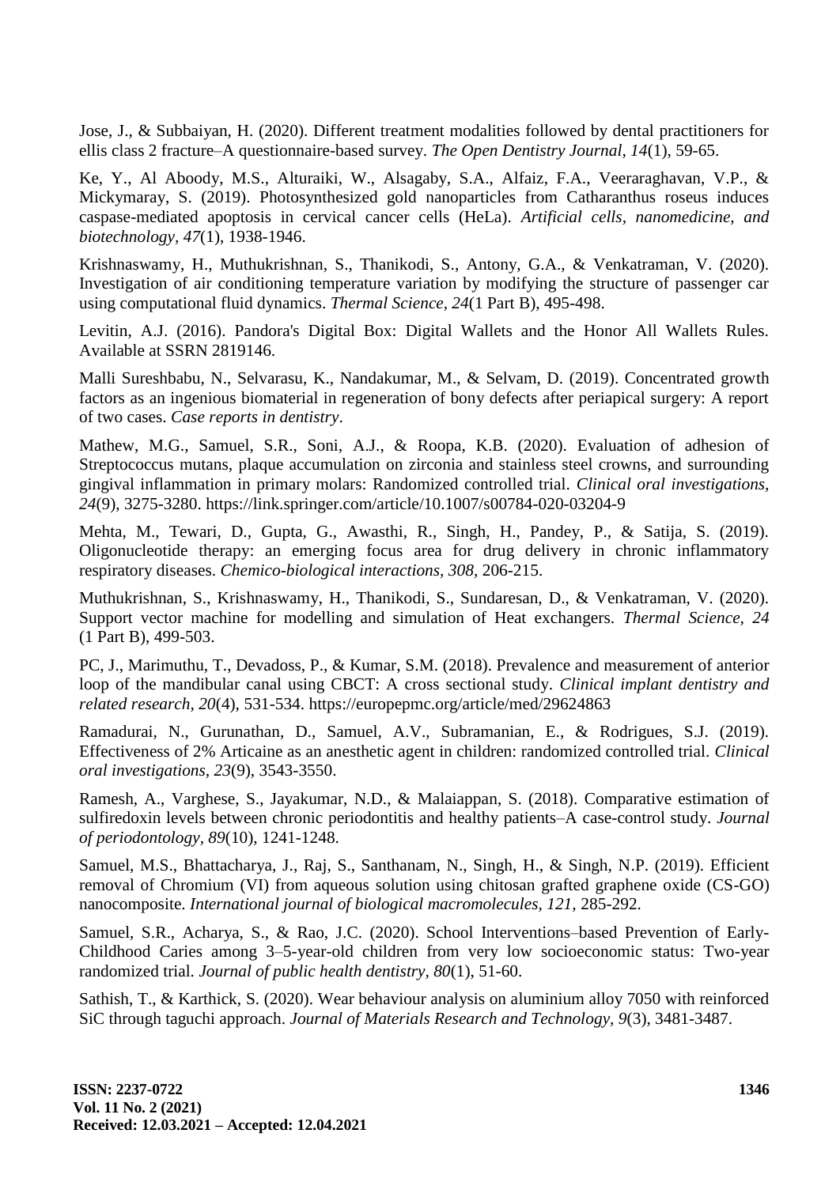Jose, J., & Subbaiyan, H. (2020). Different treatment modalities followed by dental practitioners for ellis class 2 fracture–A questionnaire-based survey. *The Open Dentistry Journal*, *14*(1), 59-65.

Ke, Y., Al Aboody, M.S., Alturaiki, W., Alsagaby, S.A., Alfaiz, F.A., Veeraraghavan, V.P., & Mickymaray, S. (2019). Photosynthesized gold nanoparticles from Catharanthus roseus induces caspase-mediated apoptosis in cervical cancer cells (HeLa). *Artificial cells, nanomedicine, and biotechnology*, *47*(1), 1938-1946.

Krishnaswamy, H., Muthukrishnan, S., Thanikodi, S., Antony, G.A., & Venkatraman, V. (2020). Investigation of air conditioning temperature variation by modifying the structure of passenger car using computational fluid dynamics. *Thermal Science*, *24*(1 Part B), 495-498.

Levitin, A.J. (2016). Pandora's Digital Box: Digital Wallets and the Honor All Wallets Rules. Available at SSRN 2819146.

Malli Sureshbabu, N., Selvarasu, K., Nandakumar, M., & Selvam, D. (2019). Concentrated growth factors as an ingenious biomaterial in regeneration of bony defects after periapical surgery: A report of two cases. *Case reports in dentistry*.

Mathew, M.G., Samuel, S.R., Soni, A.J., & Roopa, K.B. (2020). Evaluation of adhesion of Streptococcus mutans, plaque accumulation on zirconia and stainless steel crowns, and surrounding gingival inflammation in primary molars: Randomized controlled trial. *Clinical oral investigations*, *24*(9), 3275-3280. https://link.springer.com/article/10.1007/s00784-020-03204-9

Mehta, M., Tewari, D., Gupta, G., Awasthi, R., Singh, H., Pandey, P., & Satija, S. (2019). Oligonucleotide therapy: an emerging focus area for drug delivery in chronic inflammatory respiratory diseases. *Chemico-biological interactions*, *308*, 206-215.

Muthukrishnan, S., Krishnaswamy, H., Thanikodi, S., Sundaresan, D., & Venkatraman, V. (2020). Support vector machine for modelling and simulation of Heat exchangers. *Thermal Science*, *24* (1 Part B), 499-503.

PC, J., Marimuthu, T., Devadoss, P., & Kumar, S.M. (2018). Prevalence and measurement of anterior loop of the mandibular canal using CBCT: A cross sectional study. *Clinical implant dentistry and related research*, *20*(4), 531-534. https://europepmc.org/article/med/29624863

Ramadurai, N., Gurunathan, D., Samuel, A.V., Subramanian, E., & Rodrigues, S.J. (2019). Effectiveness of 2% Articaine as an anesthetic agent in children: randomized controlled trial. *Clinical oral investigations*, *23*(9), 3543-3550.

Ramesh, A., Varghese, S., Jayakumar, N.D., & Malaiappan, S. (2018). Comparative estimation of sulfiredoxin levels between chronic periodontitis and healthy patients–A case-control study. *Journal of periodontology*, *89*(10), 1241-1248.

Samuel, M.S., Bhattacharya, J., Raj, S., Santhanam, N., Singh, H., & Singh, N.P. (2019). Efficient removal of Chromium (VI) from aqueous solution using chitosan grafted graphene oxide (CS-GO) nanocomposite. *International journal of biological macromolecules*, *121*, 285-292.

Samuel, S.R., Acharya, S., & Rao, J.C. (2020). School Interventions–based Prevention of Early-Childhood Caries among 3–5-year-old children from very low socioeconomic status: Two-year randomized trial. *Journal of public health dentistry*, *80*(1), 51-60.

Sathish, T., & Karthick, S. (2020). Wear behaviour analysis on aluminium alloy 7050 with reinforced SiC through taguchi approach. *Journal of Materials Research and Technology*, *9*(3), 3481-3487.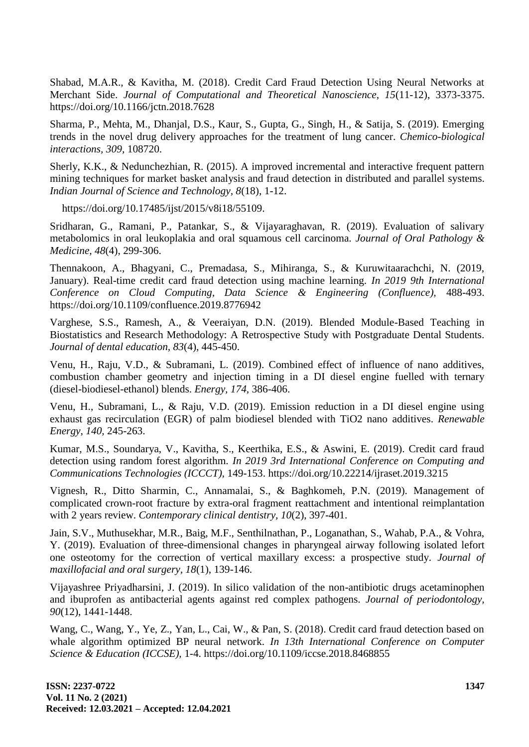Shabad, M.A.R., & Kavitha, M. (2018). Credit Card Fraud Detection Using Neural Networks at Merchant Side. *Journal of Computational and Theoretical Nanoscience, 15*(11-12), 3373-3375. https://doi.org/10.1166/jctn.2018.7628

Sharma, P., Mehta, M., Dhanjal, D.S., Kaur, S., Gupta, G., Singh, H., & Satija, S. (2019). Emerging trends in the novel drug delivery approaches for the treatment of lung cancer. *Chemico-biological interactions, 309,* 108720.

Sherly, K.K., & Nedunchezhian, R. (2015). A improved incremental and interactive frequent pattern mining techniques for market basket analysis and fraud detection in distributed and parallel systems. *Indian Journal of Science and Technology, 8*(18), 1-12.

https://doi.org/10.17485/ijst/2015/v8i18/55109.

Sridharan, G., Ramani, P., Patankar, S., & Vijayaraghavan, R. (2019). Evaluation of salivary metabolomics in oral leukoplakia and oral squamous cell carcinoma. *Journal of Oral Pathology & Medicine, 48*(4), 299-306.

Thennakoon, A., Bhagyani, C., Premadasa, S., Mihiranga, S., & Kuruwitaarachchi, N. (2019, January). Real-time credit card fraud detection using machine learning. *In 2019 9th International Conference on Cloud Computing, Data Science & Engineering (Confluence),* 488-493. https://doi.org/10.1109/confluence.2019.8776942

Varghese, S.S., Ramesh, A., & Veeraiyan, D.N. (2019). Blended Module-Based Teaching in Biostatistics and Research Methodology: A Retrospective Study with Postgraduate Dental Students. *Journal of dental education, 83*(4), 445-450.

Venu, H., Raju, V.D., & Subramani, L. (2019). Combined effect of influence of nano additives, combustion chamber geometry and injection timing in a DI diesel engine fuelled with ternary (diesel-biodiesel-ethanol) blends. *Energy, 174*, 386-406.

Venu, H., Subramani, L., & Raju, V.D. (2019). Emission reduction in a DI diesel engine using exhaust gas recirculation (EGR) of palm biodiesel blended with TiO2 nano additives. *Renewable Energy, 140,* 245-263.

Kumar, M.S., Soundarya, V., Kavitha, S., Keerthika, E.S., & Aswini, E. (2019). Credit card fraud detection using random forest algorithm. *In 2019 3rd International Conference on Computing and Communications Technologies (ICCCT),* 149-153. https://doi.org/10.22214/ijraset.2019.3215

Vignesh, R., Ditto Sharmin, C., Annamalai, S., & Baghkomeh, P.N. (2019). Management of complicated crown-root fracture by extra-oral fragment reattachment and intentional reimplantation with 2 years review. *Contemporary clinical dentistry, 10*(2), 397-401.

Jain, S.V., Muthusekhar, M.R., Baig, M.F., Senthilnathan, P., Loganathan, S., Wahab, P.A., & Vohra, Y. (2019). Evaluation of three-dimensional changes in pharyngeal airway following isolated lefort one osteotomy for the correction of vertical maxillary excess: a prospective study. *Journal of maxillofacial and oral surgery, 18*(1), 139-146.

Vijayashree Priyadharsini, J. (2019). In silico validation of the non-antibiotic drugs acetaminophen and ibuprofen as antibacterial agents against red complex pathogens. *Journal of periodontology, 90*(12), 1441-1448.

Wang, C., Wang, Y., Ye, Z., Yan, L., Cai, W., & Pan, S. (2018). Credit card fraud detection based on whale algorithm optimized BP neural network. *In 13th International Conference on Computer Science & Education (ICCSE),* 1-4. https://doi.org/10.1109/iccse.2018.8468855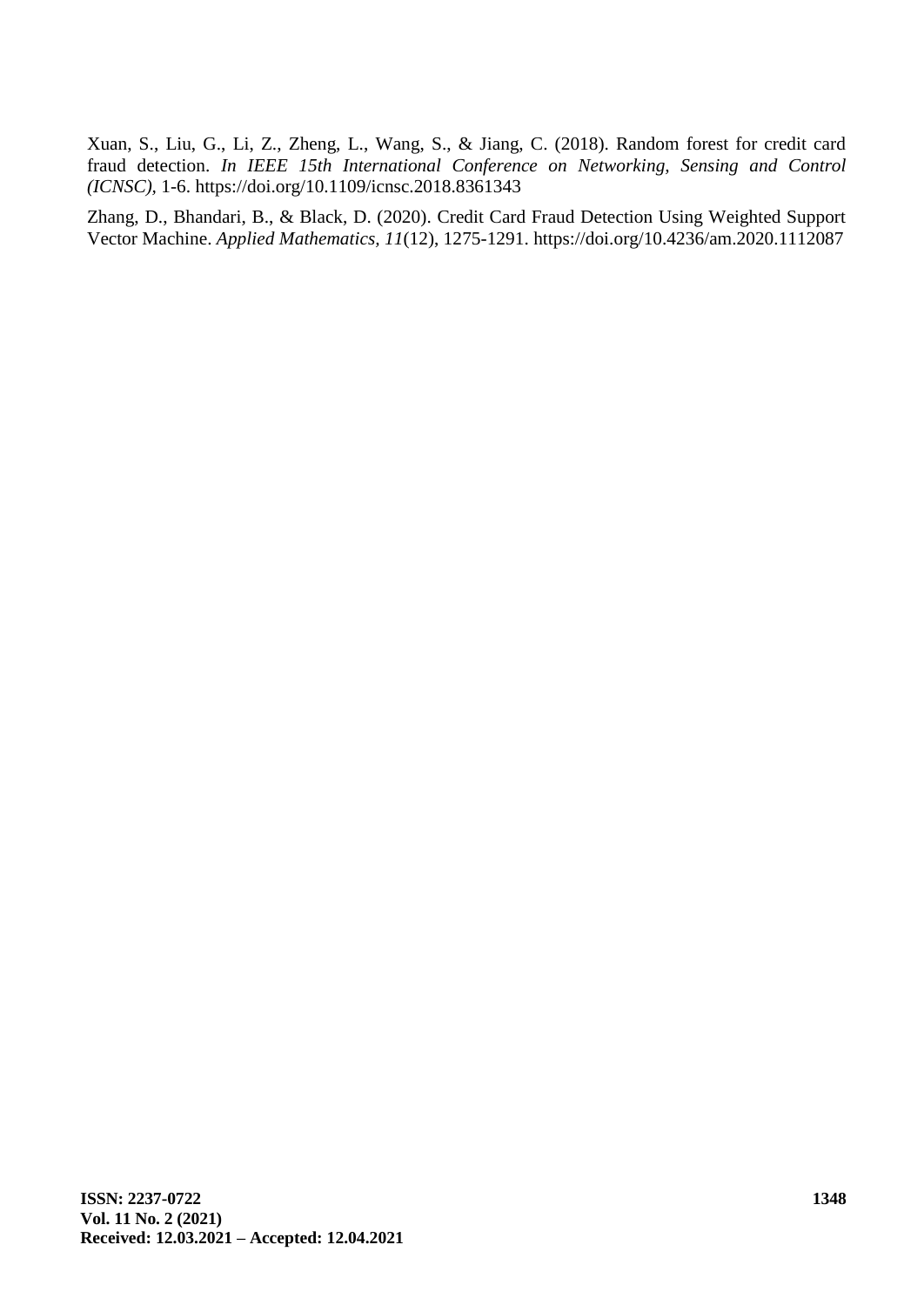Xuan, S., Liu, G., Li, Z., Zheng, L., Wang, S., & Jiang, C. (2018). Random forest for credit card fraud detection. *In IEEE 15th International Conference on Networking, Sensing and Control (ICNSC)*, 1-6. https://doi.org/10.1109/icnsc.2018.8361343

Zhang, D., Bhandari, B., & Black, D. (2020). Credit Card Fraud Detection Using Weighted Support Vector Machine. *Applied Mathematics, 11*(12), 1275-1291. https://doi.org/10.4236/am.2020.1112087